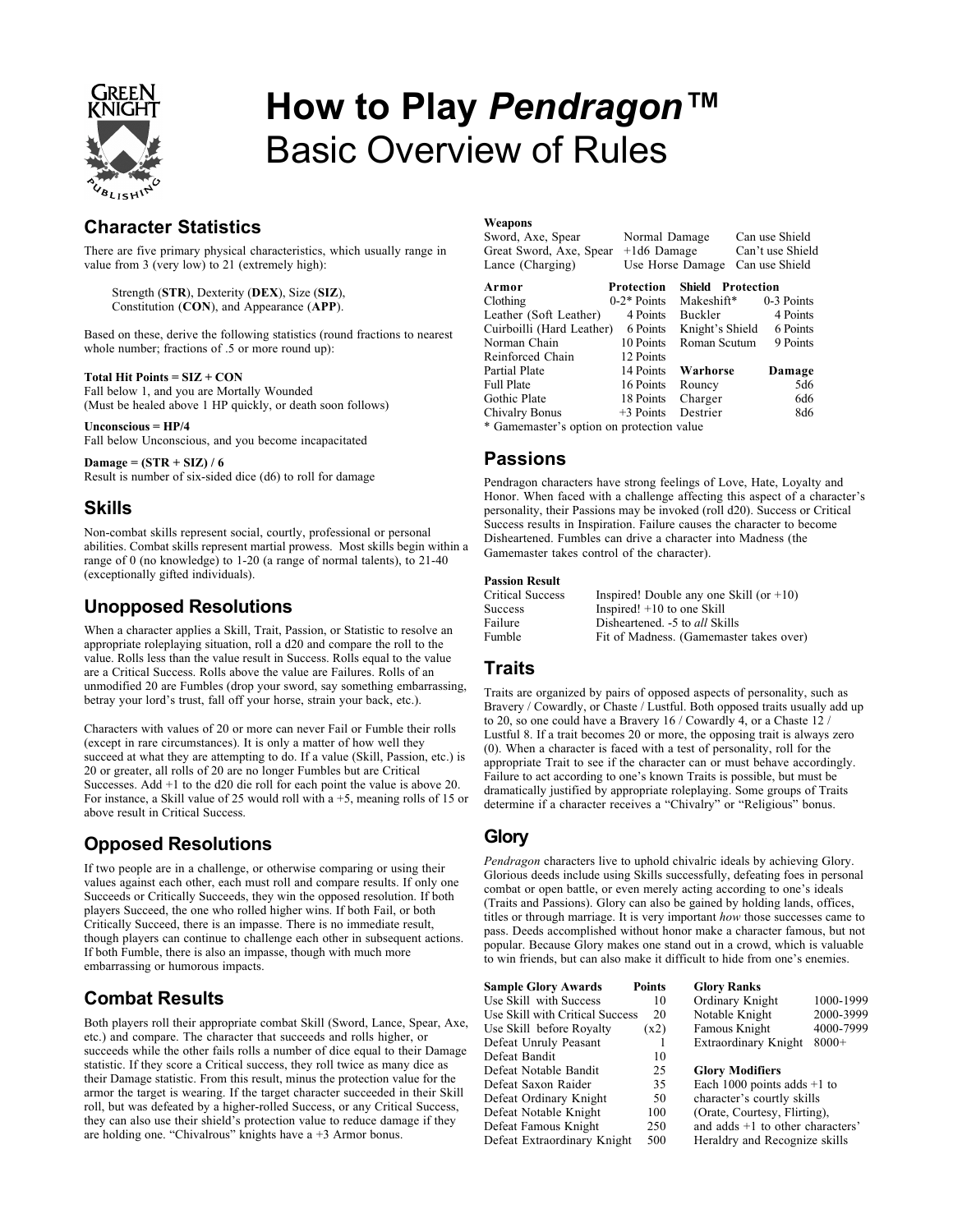# How to Play *Pendragon*™
Basic Overview of Rules

## Character Statistics

There are five primary physical characteristics, which usually range in value from 3 (very low) to 21 (extremely high):

> Strength (**STR**), Dexterity (**DEX**), Size (**SIZ**), Constitution (**CON**), and Appearance (**APP**).

Based on these, derive the following statistics (round fractions to nearest whole number; fractions of .5 or more round up):

**Total Hit Points = SIZ + CON**
Fall below 1, and you are Mortally Wounded
(Must be healed above 1 HP quickly, or death soon follows)

**Unconscious = HP/4**
Fall below Unconscious, and you become incapacitated

**Damage = (STR + SIZ) / 6**
Result is number of six-sided dice (d6) to roll for damage

## Skills

Non-combat skills represent social, courtly, professional or personal abilities. Combat skills represent martial prowess. Most skills begin within a range of 0 (no knowledge) to 1-20 (a range of normal talents), to 21-40 (exceptionally gifted individuals).

## Unopposed Resolutions

When a character applies a Skill, Trait, Passion, or Statistic to resolve an appropriate roleplaying situation, roll a d20 and compare the roll to the value. Rolls less than the value result in Success. Rolls equal to the value are a Critical Success. Rolls above the value are Failures. Rolls of an unmodified 20 are Fumbles (drop your sword, say something embarrassing, betray your lord's trust, fall off your horse, strain your back, etc.).

Characters with values of 20 or more can never Fail or Fumble their rolls (except in rare circumstances). It is only a matter of how well they succeed at what they are attempting to do. If a value (Skill, Passion, etc.) is 20 or greater, all rolls of 20 are no longer Fumbles but are Critical Successes. Add +1 to the d20 die roll for each point the value is above 20. For instance, a Skill value of 25 would roll with a +5, meaning rolls of 15 or above result in Critical Success.

## Opposed Resolutions

If two people are in a challenge, or otherwise comparing or using their values against each other, each must roll and compare results. If only one Succeeds or Critically Succeeds, they win the opposed resolution. If both players Succeed, the one who rolled higher wins. If both Fail, or both Critically Succeed, there is an impasse. There is no immediate result, though players can continue to challenge each other in subsequent actions. If both Fumble, there is also an impasse, though with much more embarrassing or humorous impacts.

## Combat Results

Both players roll their appropriate combat Skill (Sword, Lance, Spear, Axe, etc.) and compare. The character that succeeds and rolls higher, or succeeds while the other fails rolls a number of dice equal to their Damage statistic. If they score a Critical success, they roll twice as many dice as their Damage statistic. From this result, minus the protection value for the armor the target is wearing. If the target character succeeded in their Skill roll, but was defeated by a higher-rolled Success, or any Critical Success, they can also use their shield's protection value to reduce damage if they are holding one. "Chivalrous" knights have a +3 Armor bonus.

| **Weapons** | | |
|---|---|---|
| Sword, Axe, Spear | Normal Damage | Can use Shield |
| Great Sword, Axe, Spear | +1d6 Damage | Can't use Shield |
| Lance (Charging) | Use Horse Damage | Can use Shield |

| **Armor** | **Protection** |
|---|---|
| Clothing | 0-2* Points |
| Leather (Soft Leather) | 4 Points |
| Cuirboilli (Hard Leather) | 6 Points |
| Norman Chain | 10 Points |
| Reinforced Chain | 12 Points |
| Partial Plate | 14 Points |
| Full Plate | 16 Points |
| Gothic Plate | 18 Points |
| Chivalry Bonus | +3 Points |

| **Shield** | **Protection** |
|---|---|
| Makeshift* | 0-3 Points |
| Buckler | 4 Points |
| Knight's Shield | 6 Points |
| Roman Scutum | 9 Points |

| **Warhorse** | **Damage** |
|---|---|
| Rouncy | 5d6 |
| Charger | 6d6 |
| Destrier | 8d6 |

\* Gamemaster's option on protection value

## Passions

Pendragon characters have strong feelings of Love, Hate, Loyalty and Honor. When faced with a challenge affecting this aspect of a character's personality, their Passions may be invoked (roll d20). Success or Critical Success results in Inspiration. Failure causes the character to become Disheartened. Fumbles can drive a character into Madness (the Gamemaster takes control of the character).

| **Passion Result** | |
|---|---|
| Critical Success | Inspired! Double any one Skill (or +10) |
| Success | Inspired! +10 to one Skill |
| Failure | Disheartened. -5 to *all* Skills |
| Fumble | Fit of Madness. (Gamemaster takes over) |

## Traits

Traits are organized by pairs of opposed aspects of personality, such as Bravery / Cowardly, or Chaste / Lustful. Both opposed traits usually add up to 20, so one could have a Bravery 16 / Cowardly 4, or a Chaste 12 / Lustful 8. If a trait becomes 20 or more, the opposing trait is always zero (0). When a character is faced with a test of personality, roll for the appropriate Trait to see if the character can or must behave accordingly. Failure to act according to one's known Traits is possible, but must be dramatically justified by appropriate roleplaying. Some groups of Traits determine if a character receives a "Chivalry" or "Religious" bonus.

## Glory

*Pendragon* characters live to uphold chivalric ideals by achieving Glory. Glorious deeds include using Skills successfully, defeating foes in personal combat or open battle, or even merely acting according to one's ideals (Traits and Passions). Glory can also be gained by holding lands, offices, titles or through marriage. It is very important *how* those successes came to pass. Deeds accomplished without honor make a character famous, but not popular. Because Glory makes one stand out in a crowd, which is valuable to win friends, but can also make it difficult to hide from one's enemies.

| **Sample Glory Awards** | **Points** |
|---|---|
| Use Skill with Success | 10 |
| Use Skill with Critical Success | 20 |
| Use Skill before Royalty | (x2) |
| Defeat Unruly Peasant | 1 |
| Defeat Bandit | 10 |
| Defeat Notable Bandit | 25 |
| Defeat Saxon Raider | 35 |
| Defeat Ordinary Knight | 50 |
| Defeat Notable Knight | 100 |
| Defeat Famous Knight | 250 |
| Defeat Extraordinary Knight | 500 |

| **Glory Ranks** | |
|---|---|
| Ordinary Knight | 1000-1999 |
| Notable Knight | 2000-3999 |
| Famous Knight | 4000-7999 |
| Extraordinary Knight | 8000+ |

**Glory Modifiers**
Each 1000 points adds +1 to character's courtly skills (Orate, Courtesy, Flirting), and adds +1 to other characters' Heraldry and Recognize skills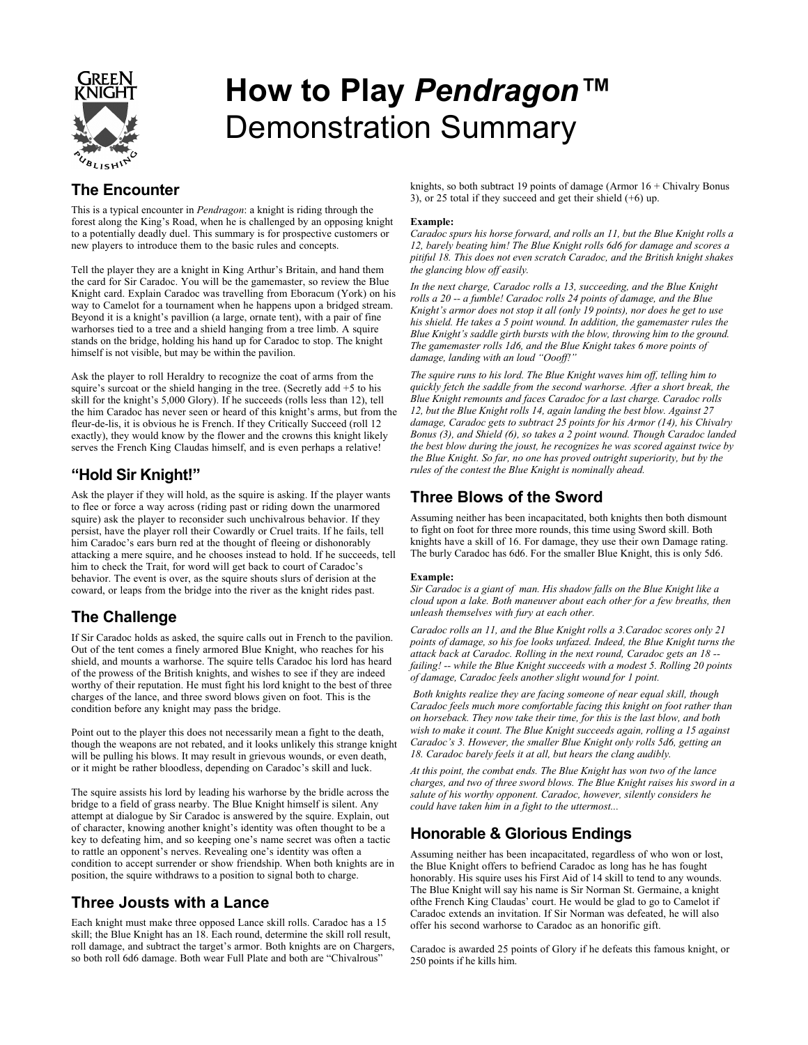# How to Play *Pendragon*™ Demonstration Summary

## The Encounter

This is a typical encounter in *Pendragon*: a knight is riding through the forest along the King's Road, when he is challenged by an opposing knight to a potentially deadly duel. This summary is for prospective customers or new players to introduce them to the basic rules and concepts.

Tell the player they are a knight in King Arthur's Britain, and hand them the card for Sir Caradoc. You will be the gamemaster, so review the Blue Knight card. Explain Caradoc was travelling from Eboracum (York) on his way to Camelot for a tournament when he happens upon a bridged stream. Beyond it is a knight's pavillion (a large, ornate tent), with a pair of fine warhorses tied to a tree and a shield hanging from a tree limb. A squire stands on the bridge, holding his hand up for Caradoc to stop. The knight himself is not visible, but may be within the pavilion.

Ask the player to roll Heraldry to recognize the coat of arms from the squire's surcoat or the shield hanging in the tree. (Secretly add +5 to his skill for the knight's 5,000 Glory). If he succeeds (rolls less than 12), tell the him Caradoc has never seen or heard of this knight's arms, but from the fleur-de-lis, it is obvious he is French. If they Critically Succeed (roll 12 exactly), they would know by the flower and the crowns this knight likely serves the French King Claudas himself, and is even perhaps a relative!

## "Hold Sir Knight!"

Ask the player if they will hold, as the squire is asking. If the player wants to flee or force a way across (riding past or riding down the unarmored squire) ask the player to reconsider such unchivalrous behavior. If they persist, have the player roll their Cowardly or Cruel traits. If he fails, tell him Caradoc's ears burn red at the thought of fleeing or dishonorably attacking a mere squire, and he chooses instead to hold. If he succeeds, tell him to check the Trait, for word will get back to court of Caradoc's behavior. The event is over, as the squire shouts slurs of derision at the coward, or leaps from the bridge into the river as the knight rides past.

## The Challenge

If Sir Caradoc holds as asked, the squire calls out in French to the pavilion. Out of the tent comes a finely armored Blue Knight, who reaches for his shield, and mounts a warhorse. The squire tells Caradoc his lord has heard of the prowess of the British knights, and wishes to see if they are indeed worthy of their reputation. He must fight his lord knight to the best of three charges of the lance, and three sword blows given on foot. This is the condition before any knight may pass the bridge.

Point out to the player this does not necessarily mean a fight to the death, though the weapons are not rebated, and it looks unlikely this strange knight will be pulling his blows. It may result in grievous wounds, or even death, or it might be rather bloodless, depending on Caradoc's skill and luck.

The squire assists his lord by leading his warhorse by the bridle across the bridge to a field of grass nearby. The Blue Knight himself is silent. Any attempt at dialogue by Sir Caradoc is answered by the squire. Explain, out of character, knowing another knight's identity was often thought to be a key to defeating him, and so keeping one's name secret was often a tactic to rattle an opponent's nerves. Revealing one's identity was often a condition to accept surrender or show friendship. When both knights are in position, the squire withdraws to a position to signal both to charge.

## Three Jousts with a Lance

Each knight must make three opposed Lance skill rolls. Caradoc has a 15 skill; the Blue Knight has an 18. Each round, determine the skill roll result, roll damage, and subtract the target's armor. Both knights are on Chargers, so both roll 6d6 damage. Both wear Full Plate and both are "Chivalrous" knights, so both subtract 19 points of damage (Armor 16 + Chivalry Bonus 3), or 25 total if they succeed and get their shield (+6) up.

**Example:**
*Caradoc spurs his horse forward, and rolls an 11, but the Blue Knight rolls a 12, barely beating him! The Blue Knight rolls 6d6 for damage and scores a pitiful 18. This does not even scratch Caradoc, and the British knight shakes the glancing blow off easily.*

*In the next charge, Caradoc rolls a 13, succeeding, and the Blue Knight rolls a 20 -- a fumble! Caradoc rolls 24 points of damage, and the Blue Knight's armor does not stop it all (only 19 points), nor does he get to use his shield. He takes a 5 point wound. In addition, the gamemaster rules the Blue Knight's saddle girth bursts with the blow, throwing him to the ground. The gamemaster rolls 1d6, and the Blue Knight takes 6 more points of damage, landing with an loud "Oooff!"*

*The squire runs to his lord. The Blue Knight waves him off, telling him to quickly fetch the saddle from the second warhorse. After a short break, the Blue Knight remounts and faces Caradoc for a last charge. Caradoc rolls 12, but the Blue Knight rolls 14, again landing the best blow. Against 27 damage, Caradoc gets to subtract 25 points for his Armor (14), his Chivalry Bonus (3), and Shield (6), so takes a 2 point wound. Though Caradoc landed the best blow during the joust, he recognizes he was scored against twice by the Blue Knight. So far, no one has proved outright superiority, but by the rules of the contest the Blue Knight is nominally ahead.*

## Three Blows of the Sword

Assuming neither has been incapacitated, both knights then both dismount to fight on foot for three more rounds, this time using Sword skill. Both knights have a skill of 16. For damage, they use their own Damage rating. The burly Caradoc has 6d6. For the smaller Blue Knight, this is only 5d6.

**Example:**
*Sir Caradoc is a giant of man. His shadow falls on the Blue Knight like a cloud upon a lake. Both maneuver about each other for a few breaths, then unleash themselves with fury at each other.*

*Caradoc rolls an 11, and the Blue Knight rolls a 3.Caradoc scores only 21 points of damage, so his foe looks unfazed. Indeed, the Blue Knight turns the attack back at Caradoc. Rolling in the next round, Caradoc gets an 18 -- failing! -- while the Blue Knight succeeds with a modest 5. Rolling 20 points of damage, Caradoc feels another slight wound for 1 point.*

*Both knights realize they are facing someone of near equal skill, though Caradoc feels much more comfortable facing this knight on foot rather than on horseback. They now take their time, for this is the last blow, and both wish to make it count. The Blue Knight succeeds again, rolling a 15 against Caradoc's 3. However, the smaller Blue Knight only rolls 5d6, getting an 18. Caradoc barely feels it at all, but hears the clang audibly.*

*At this point, the combat ends. The Blue Knight has won two of the lance charges, and two of three sword blows. The Blue Knight raises his sword in a salute of his worthy opponent. Caradoc, however, silently considers he could have taken him in a fight to the uttermost...*

## Honorable & Glorious Endings

Assuming neither has been incapacitated, regardless of who won or lost, the Blue Knight offers to befriend Caradoc as long has he has fought honorably. His squire uses his First Aid of 14 skill to tend to any wounds. The Blue Knight will say his name is Sir Norman St. Germaine, a knight ofthe French King Claudas' court. He would be glad to go to Camelot if Caradoc extends an invitation. If Sir Norman was defeated, he will also offer his second warhorse to Caradoc as an honorific gift.

Caradoc is awarded 25 points of Glory if he defeats this famous knight, or 250 points if he kills him.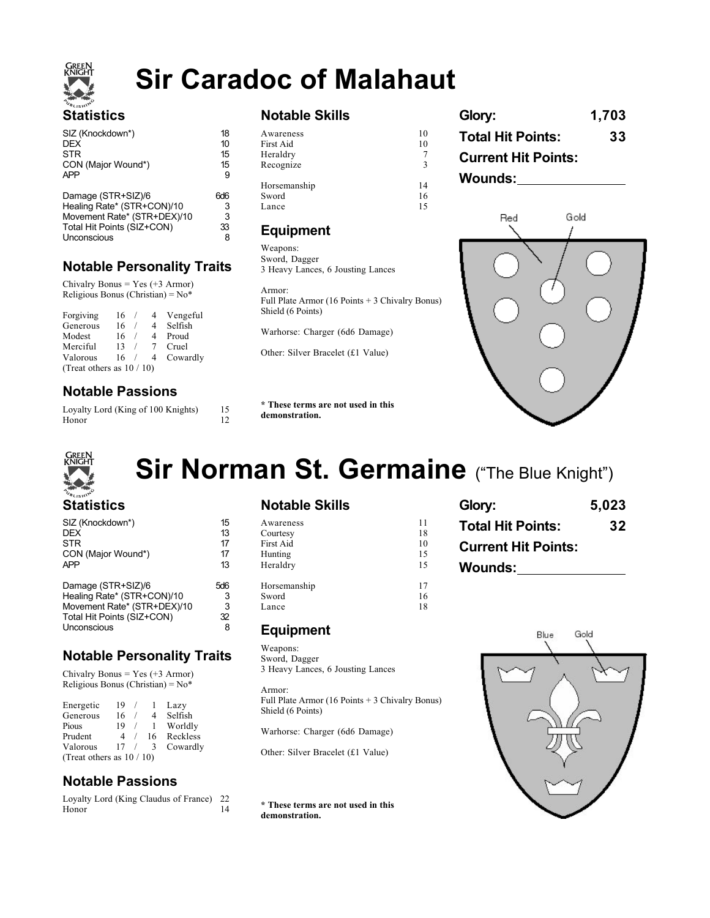# Sir Caradoc of Malahaut

## Statistics

| | |
|---|---|
| SIZ (Knockdown*) | 18 |
| DEX | 10 |
| STR | 15 |
| CON (Major Wound*) | 15 |
| APP | 9 |
| Damage (STR+SIZ)/6 | 6d6 |
| Healing Rate* (STR+CON)/10 | 3 |
| Movement Rate* (STR+DEX)/10 | 3 |
| Total Hit Points (SIZ+CON) | 33 |
| Unconscious | 8 |

## Notable Personality Traits

Chivalry Bonus = Yes (+3 Armor)
Religious Bonus (Christian) = No*

| | | | | |
|---|---|---|---|---|
| Forgiving | 16 | / | 4 | Vengeful |
| Generous | 16 | / | 4 | Selfish |
| Modest | 16 | / | 4 | Proud |
| Merciful | 13 | / | 7 | Cruel |
| Valorous | 16 | / | 4 | Cowardly |

(Treat others as 10 / 10)

## Notable Passions

| | |
|---|---|
| Loyalty Lord (King of 100 Knights) | 15 |
| Honor | 12 |

## Notable Skills

| | |
|---|---|
| Awareness | 10 |
| First Aid | 10 |
| Heraldry | 7 |
| Recognize | 3 |
| Horsemanship | 14 |
| Sword | 16 |
| Lance | 15 |

## Equipment

Weapons:
Sword, Dagger
3 Heavy Lances, 6 Jousting Lances

Armor:
Full Plate Armor (16 Points + 3 Chivalry Bonus)
Shield (6 Points)

Warhorse: Charger (6d6 Damage)

Other: Silver Bracelet (£1 Value)

**\* These terms are not used in this demonstration.**

**Glory: 1,703**

**Total Hit Points: 33**

**Current Hit Points:**

**Wounds:** ______________

Red
Gold

# Sir Norman St. Germaine ("The Blue Knight")

## Statistics

| | |
|---|---|
| SIZ (Knockdown*) | 15 |
| DEX | 13 |
| STR | 17 |
| CON (Major Wound*) | 17 |
| APP | 13 |
| Damage (STR+SIZ)/6 | 5d6 |
| Healing Rate* (STR+CON)/10 | 3 |
| Movement Rate* (STR+DEX)/10 | 3 |
| Total Hit Points (SIZ+CON) | 32 |
| Unconscious | 8 |

## Notable Personality Traits

Chivalry Bonus = Yes (+3 Armor)
Religious Bonus (Christian) = No*

| | | | | |
|---|---|---|---|---|
| Energetic | 19 | / | 1 | Lazy |
| Generous | 16 | / | 4 | Selfish |
| Pious | 19 | / | 1 | Worldly |
| Prudent | 4 | / | 16 | Reckless |
| Valorous | 17 | / | 3 | Cowardly |

(Treat others as 10 / 10)

## Notable Passions

| | |
|---|---|
| Loyalty Lord (King Claudus of France) | 22 |
| Honor | 14 |

## Notable Skills

| | |
|---|---|
| Awareness | 11 |
| Courtesy | 18 |
| First Aid | 10 |
| Hunting | 15 |
| Heraldry | 15 |
| Horsemanship | 17 |
| Sword | 16 |
| Lance | 18 |

## Equipment

Weapons:
Sword, Dagger
3 Heavy Lances, 6 Jousting Lances

Armor:
Full Plate Armor (16 Points + 3 Chivalry Bonus)
Shield (6 Points)

Warhorse: Charger (6d6 Damage)

Other: Silver Bracelet (£1 Value)

**\* These terms are not used in this demonstration.**

**Glory: 5,023**

**Total Hit Points: 32**

**Current Hit Points:**

**Wounds:** ______________

Blue
Gold